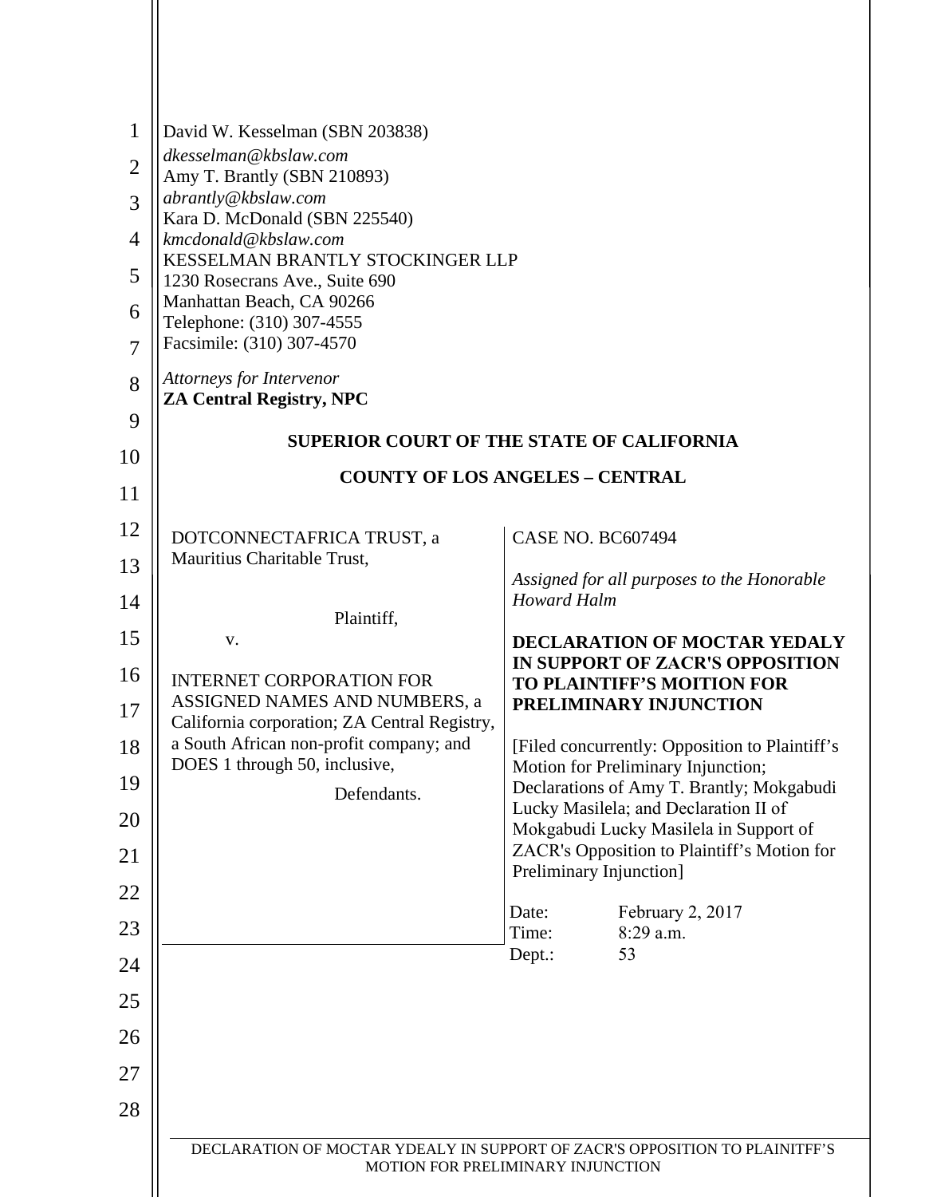David W. Kesselman (SBN 203838)
*dkesselman@kbslaw.com*
Amy T. Brantly (SBN 210893)
*abrantly@kbslaw.com*
Kara D. McDonald (SBN 225540)
*kmcdonald@kbslaw.com*
KESSELMAN BRANTLY STOCKINGER LLP
1230 Rosecrans Ave., Suite 690
Manhattan Beach, CA 90266
Telephone: (310) 307-4555
Facsimile: (310) 307-4570

*Attorneys for Intervenor*
**ZA Central Registry, NPC**

**SUPERIOR COURT OF THE STATE OF CALIFORNIA**

**COUNTY OF LOS ANGELES – CENTRAL**

| | |
|---|---|
| DOTCONNECTAFRICA TRUST, a Mauritius Charitable Trust,<br><br>Plaintiff,<br><br>v.<br><br>INTERNET CORPORATION FOR ASSIGNED NAMES AND NUMBERS, a California corporation; ZA Central Registry, a South African non-profit company; and DOES 1 through 50, inclusive,<br><br>Defendants. | CASE NO. BC607494<br><br>*Assigned for all purposes to the Honorable Howard Halm*<br><br>**DECLARATION OF MOCTAR YEDALY IN SUPPORT OF ZACR'S OPPOSITION TO PLAINTIFF'S MOITION FOR PRELIMINARY INJUNCTION**<br><br>[Filed concurrently: Opposition to Plaintiff's Motion for Preliminary Injunction; Declarations of Amy T. Brantly; Mokgabudi Lucky Masilela; and Declaration II of Mokgabudi Lucky Masilela in Support of ZACR's Opposition to Plaintiff's Motion for Preliminary Injunction]<br><br>Date: February 2, 2017<br>Time: 8:29 a.m.<br>Dept.: 53 |

DECLARATION OF MOCTAR YDEALY IN SUPPORT OF ZACR'S OPPOSITION TO PLAINITFF'S MOTION FOR PRELIMINARY INJUNCTION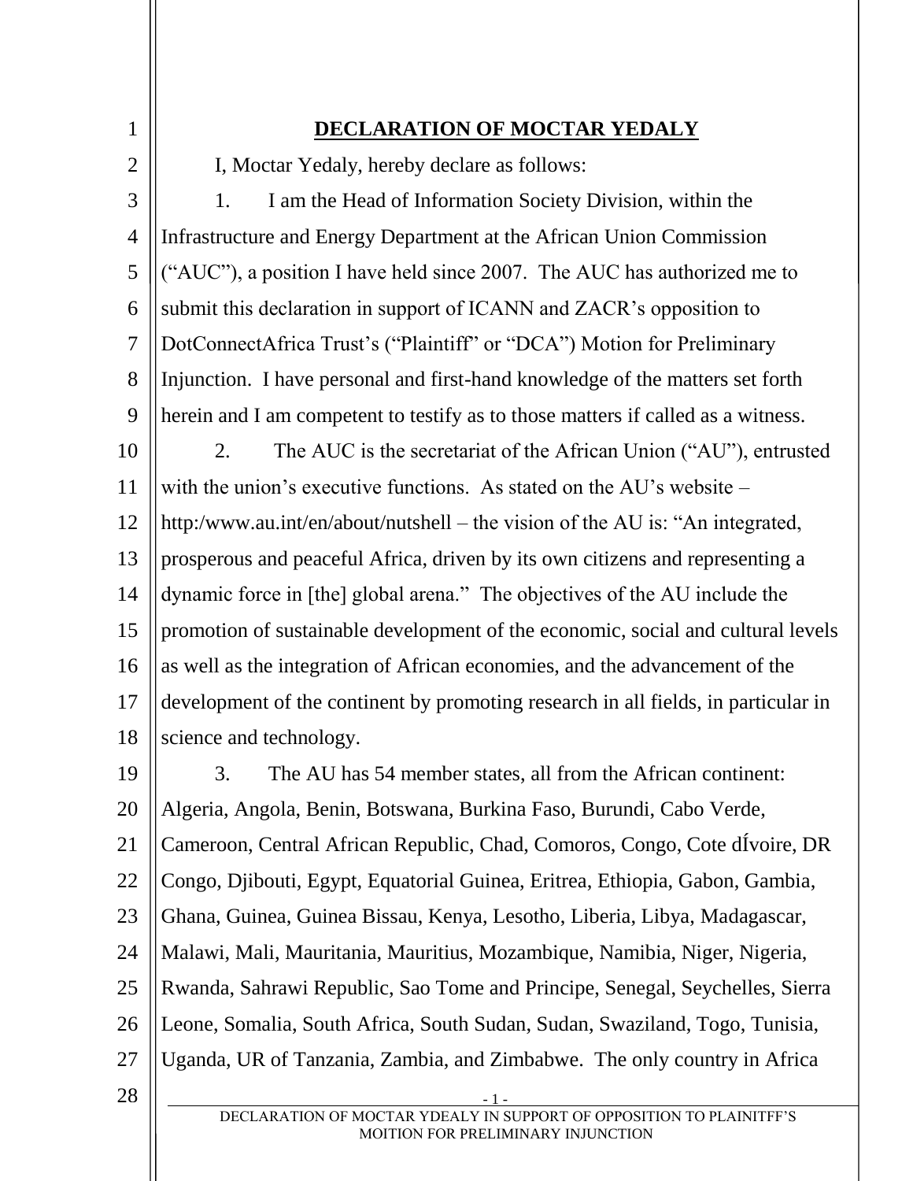# DECLARATION OF MOCTAR YEDALY

I, Moctar Yedaly, hereby declare as follows:

1. I am the Head of Information Society Division, within the Infrastructure and Energy Department at the African Union Commission ("AUC"), a position I have held since 2007. The AUC has authorized me to submit this declaration in support of ICANN and ZACR's opposition to DotConnectAfrica Trust's ("Plaintiff" or "DCA") Motion for Preliminary Injunction. I have personal and first-hand knowledge of the matters set forth herein and I am competent to testify as to those matters if called as a witness.

2. The AUC is the secretariat of the African Union ("AU"), entrusted with the union's executive functions. As stated on the AU's website – http:/www.au.int/en/about/nutshell – the vision of the AU is: "An integrated, prosperous and peaceful Africa, driven by its own citizens and representing a dynamic force in [the] global arena." The objectives of the AU include the promotion of sustainable development of the economic, social and cultural levels as well as the integration of African economies, and the advancement of the development of the continent by promoting research in all fields, in particular in science and technology.

3. The AU has 54 member states, all from the African continent: Algeria, Angola, Benin, Botswana, Burkina Faso, Burundi, Cabo Verde, Cameroon, Central African Republic, Chad, Comoros, Congo, Cote dÍvoire, DR Congo, Djibouti, Egypt, Equatorial Guinea, Eritrea, Ethiopia, Gabon, Gambia, Ghana, Guinea, Guinea Bissau, Kenya, Lesotho, Liberia, Libya, Madagascar, Malawi, Mali, Mauritania, Mauritius, Mozambique, Namibia, Niger, Nigeria, Rwanda, Sahrawi Republic, Sao Tome and Principe, Senegal, Seychelles, Sierra Leone, Somalia, South Africa, South Sudan, Sudan, Swaziland, Togo, Tunisia, Uganda, UR of Tanzania, Zambia, and Zimbabwe. The only country in Africa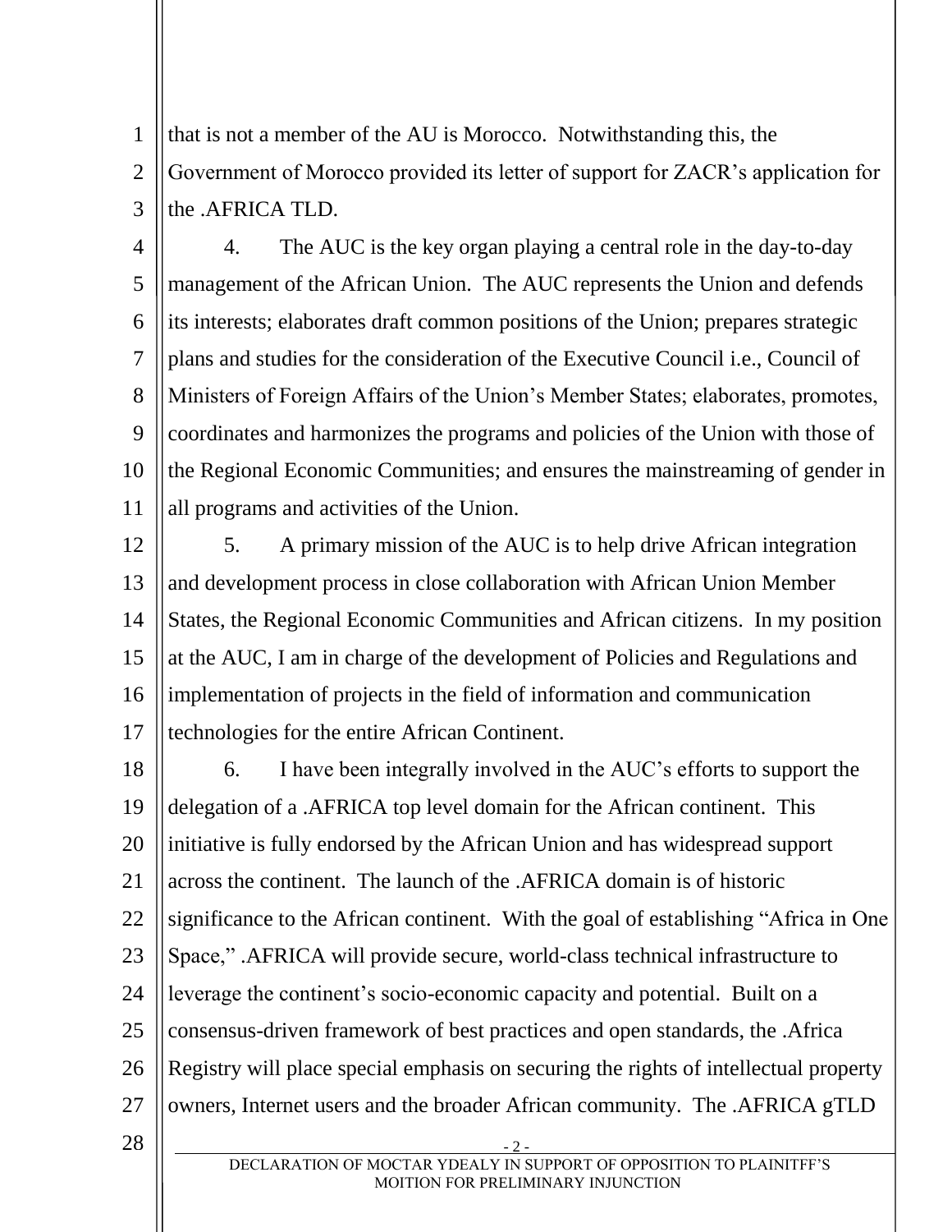that is not a member of the AU is Morocco. Notwithstanding this, the Government of Morocco provided its letter of support for ZACR's application for the .AFRICA TLD.

4. The AUC is the key organ playing a central role in the day-to-day management of the African Union. The AUC represents the Union and defends its interests; elaborates draft common positions of the Union; prepares strategic plans and studies for the consideration of the Executive Council i.e., Council of Ministers of Foreign Affairs of the Union's Member States; elaborates, promotes, coordinates and harmonizes the programs and policies of the Union with those of the Regional Economic Communities; and ensures the mainstreaming of gender in all programs and activities of the Union.

5. A primary mission of the AUC is to help drive African integration and development process in close collaboration with African Union Member States, the Regional Economic Communities and African citizens. In my position at the AUC, I am in charge of the development of Policies and Regulations and implementation of projects in the field of information and communication technologies for the entire African Continent.

6. I have been integrally involved in the AUC's efforts to support the delegation of a .AFRICA top level domain for the African continent. This initiative is fully endorsed by the African Union and has widespread support across the continent. The launch of the .AFRICA domain is of historic significance to the African continent. With the goal of establishing "Africa in One Space," .AFRICA will provide secure, world-class technical infrastructure to leverage the continent's socio-economic capacity and potential. Built on a consensus-driven framework of best practices and open standards, the .Africa Registry will place special emphasis on securing the rights of intellectual property owners, Internet users and the broader African community. The .AFRICA gTLD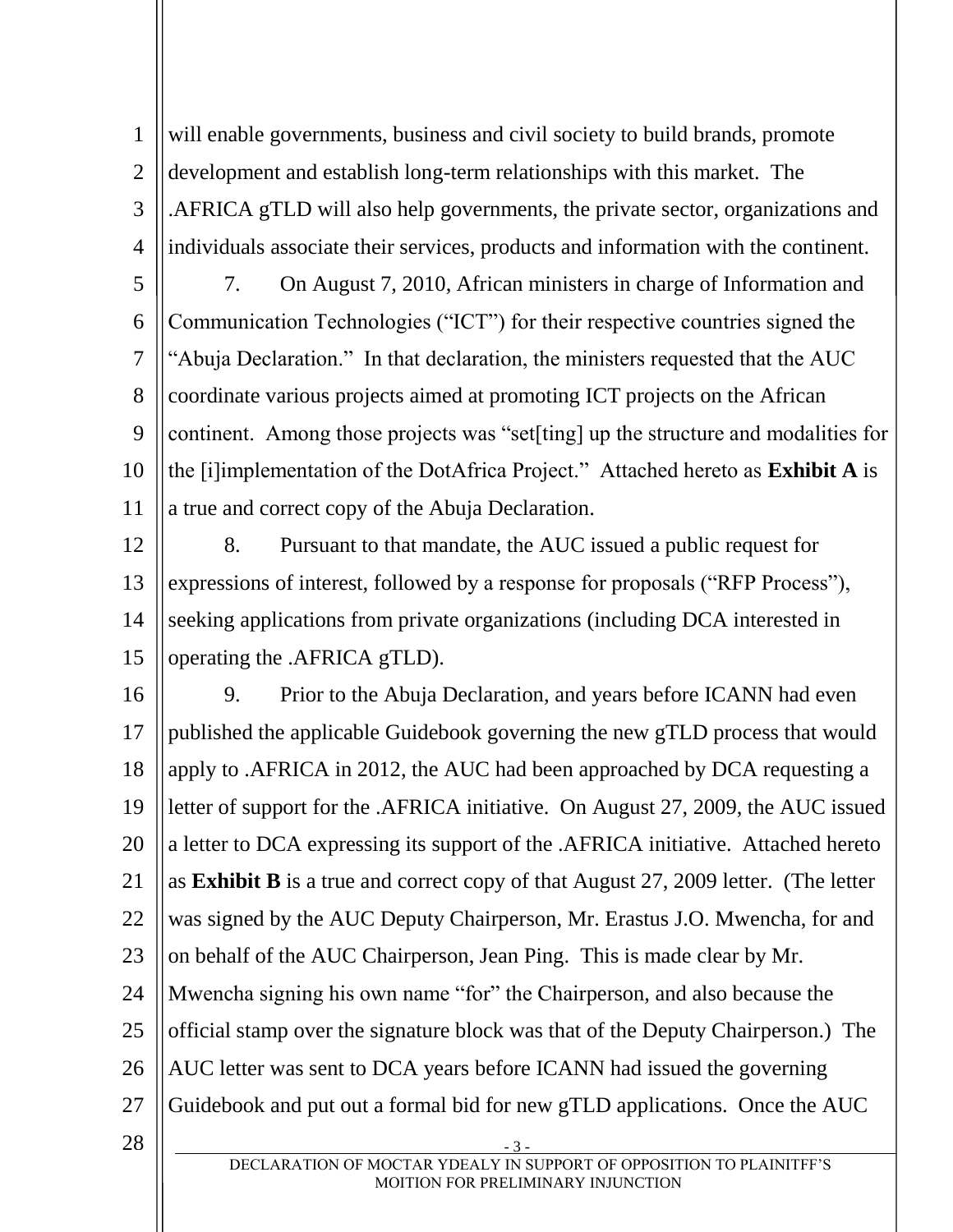will enable governments, business and civil society to build brands, promote development and establish long-term relationships with this market. The .AFRICA gTLD will also help governments, the private sector, organizations and individuals associate their services, products and information with the continent.

7. On August 7, 2010, African ministers in charge of Information and Communication Technologies ("ICT") for their respective countries signed the "Abuja Declaration." In that declaration, the ministers requested that the AUC coordinate various projects aimed at promoting ICT projects on the African continent. Among those projects was "set[ting] up the structure and modalities for the [i]implementation of the DotAfrica Project." Attached hereto as **Exhibit A** is a true and correct copy of the Abuja Declaration.

8. Pursuant to that mandate, the AUC issued a public request for expressions of interest, followed by a response for proposals ("RFP Process"), seeking applications from private organizations (including DCA interested in operating the .AFRICA gTLD).

9. Prior to the Abuja Declaration, and years before ICANN had even published the applicable Guidebook governing the new gTLD process that would apply to .AFRICA in 2012, the AUC had been approached by DCA requesting a letter of support for the .AFRICA initiative. On August 27, 2009, the AUC issued a letter to DCA expressing its support of the .AFRICA initiative. Attached hereto as **Exhibit B** is a true and correct copy of that August 27, 2009 letter. (The letter was signed by the AUC Deputy Chairperson, Mr. Erastus J.O. Mwencha, for and on behalf of the AUC Chairperson, Jean Ping. This is made clear by Mr. Mwencha signing his own name "for" the Chairperson, and also because the official stamp over the signature block was that of the Deputy Chairperson.) The AUC letter was sent to DCA years before ICANN had issued the governing Guidebook and put out a formal bid for new gTLD applications. Once the AUC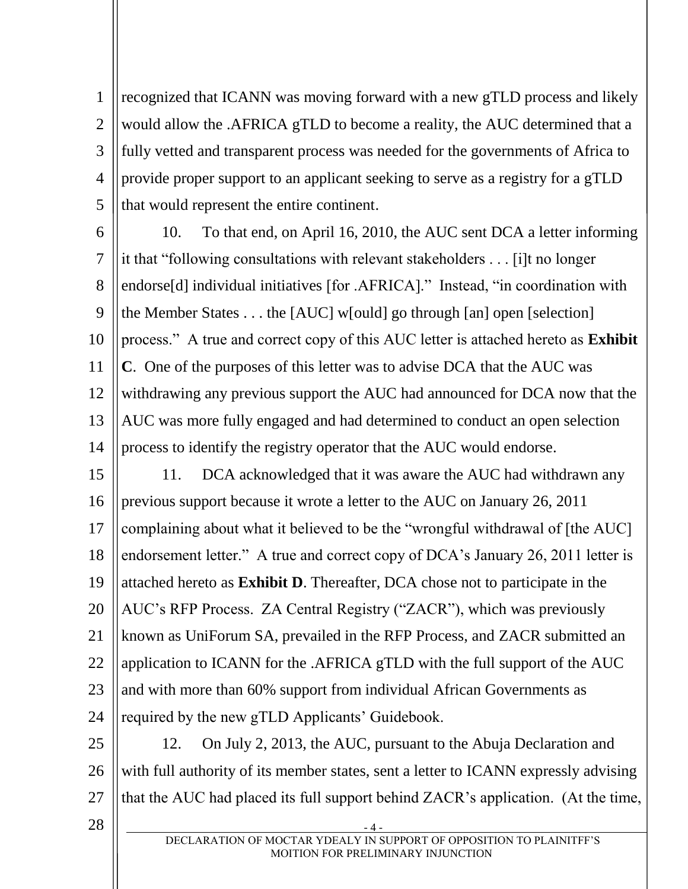recognized that ICANN was moving forward with a new gTLD process and likely would allow the .AFRICA gTLD to become a reality, the AUC determined that a fully vetted and transparent process was needed for the governments of Africa to provide proper support to an applicant seeking to serve as a registry for a gTLD that would represent the entire continent.

10. To that end, on April 16, 2010, the AUC sent DCA a letter informing it that "following consultations with relevant stakeholders . . . [i]t no longer endorse[d] individual initiatives [for .AFRICA]." Instead, "in coordination with the Member States . . . the [AUC] w[ould] go through [an] open [selection] process." A true and correct copy of this AUC letter is attached hereto as **Exhibit C**. One of the purposes of this letter was to advise DCA that the AUC was withdrawing any previous support the AUC had announced for DCA now that the AUC was more fully engaged and had determined to conduct an open selection process to identify the registry operator that the AUC would endorse.

11. DCA acknowledged that it was aware the AUC had withdrawn any previous support because it wrote a letter to the AUC on January 26, 2011 complaining about what it believed to be the "wrongful withdrawal of [the AUC] endorsement letter." A true and correct copy of DCA's January 26, 2011 letter is attached hereto as **Exhibit D**. Thereafter, DCA chose not to participate in the AUC's RFP Process. ZA Central Registry ("ZACR"), which was previously known as UniForum SA, prevailed in the RFP Process, and ZACR submitted an application to ICANN for the .AFRICA gTLD with the full support of the AUC and with more than 60% support from individual African Governments as required by the new gTLD Applicants' Guidebook.

12. On July 2, 2013, the AUC, pursuant to the Abuja Declaration and with full authority of its member states, sent a letter to ICANN expressly advising that the AUC had placed its full support behind ZACR's application. (At the time,

DECLARATION OF MOCTAR YDEALY IN SUPPORT OF OPPOSITION TO PLAINITFF'S MOITION FOR PRELIMINARY INJUNCTION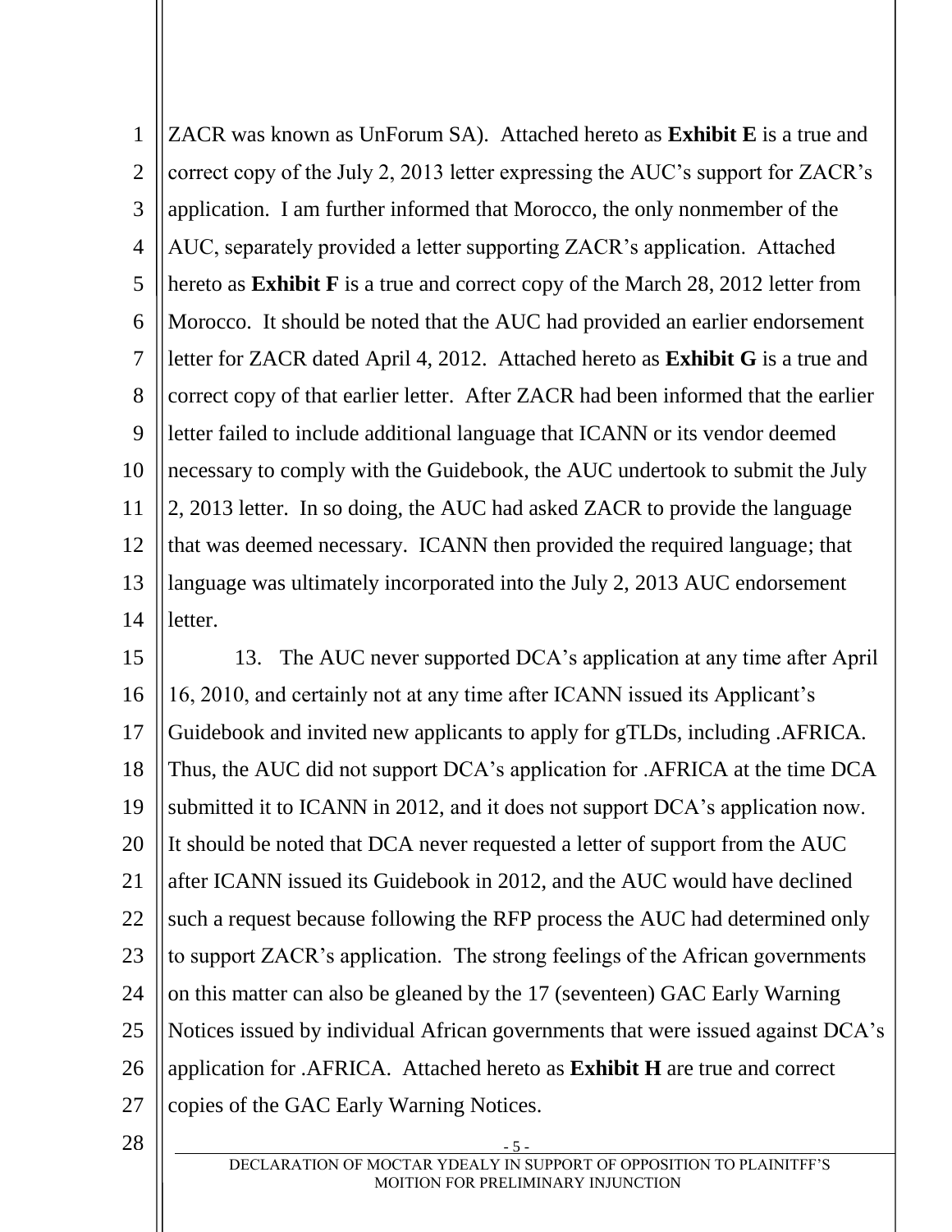ZACR was known as UnForum SA). Attached hereto as **Exhibit E** is a true and correct copy of the July 2, 2013 letter expressing the AUC's support for ZACR's application. I am further informed that Morocco, the only nonmember of the AUC, separately provided a letter supporting ZACR's application. Attached hereto as **Exhibit F** is a true and correct copy of the March 28, 2012 letter from Morocco. It should be noted that the AUC had provided an earlier endorsement letter for ZACR dated April 4, 2012. Attached hereto as **Exhibit G** is a true and correct copy of that earlier letter. After ZACR had been informed that the earlier letter failed to include additional language that ICANN or its vendor deemed necessary to comply with the Guidebook, the AUC undertook to submit the July 2, 2013 letter. In so doing, the AUC had asked ZACR to provide the language that was deemed necessary. ICANN then provided the required language; that language was ultimately incorporated into the July 2, 2013 AUC endorsement letter.

13. The AUC never supported DCA's application at any time after April 16, 2010, and certainly not at any time after ICANN issued its Applicant's Guidebook and invited new applicants to apply for gTLDs, including .AFRICA. Thus, the AUC did not support DCA's application for .AFRICA at the time DCA submitted it to ICANN in 2012, and it does not support DCA's application now. It should be noted that DCA never requested a letter of support from the AUC after ICANN issued its Guidebook in 2012, and the AUC would have declined such a request because following the RFP process the AUC had determined only to support ZACR's application. The strong feelings of the African governments on this matter can also be gleaned by the 17 (seventeen) GAC Early Warning Notices issued by individual African governments that were issued against DCA's application for .AFRICA. Attached hereto as **Exhibit H** are true and correct copies of the GAC Early Warning Notices.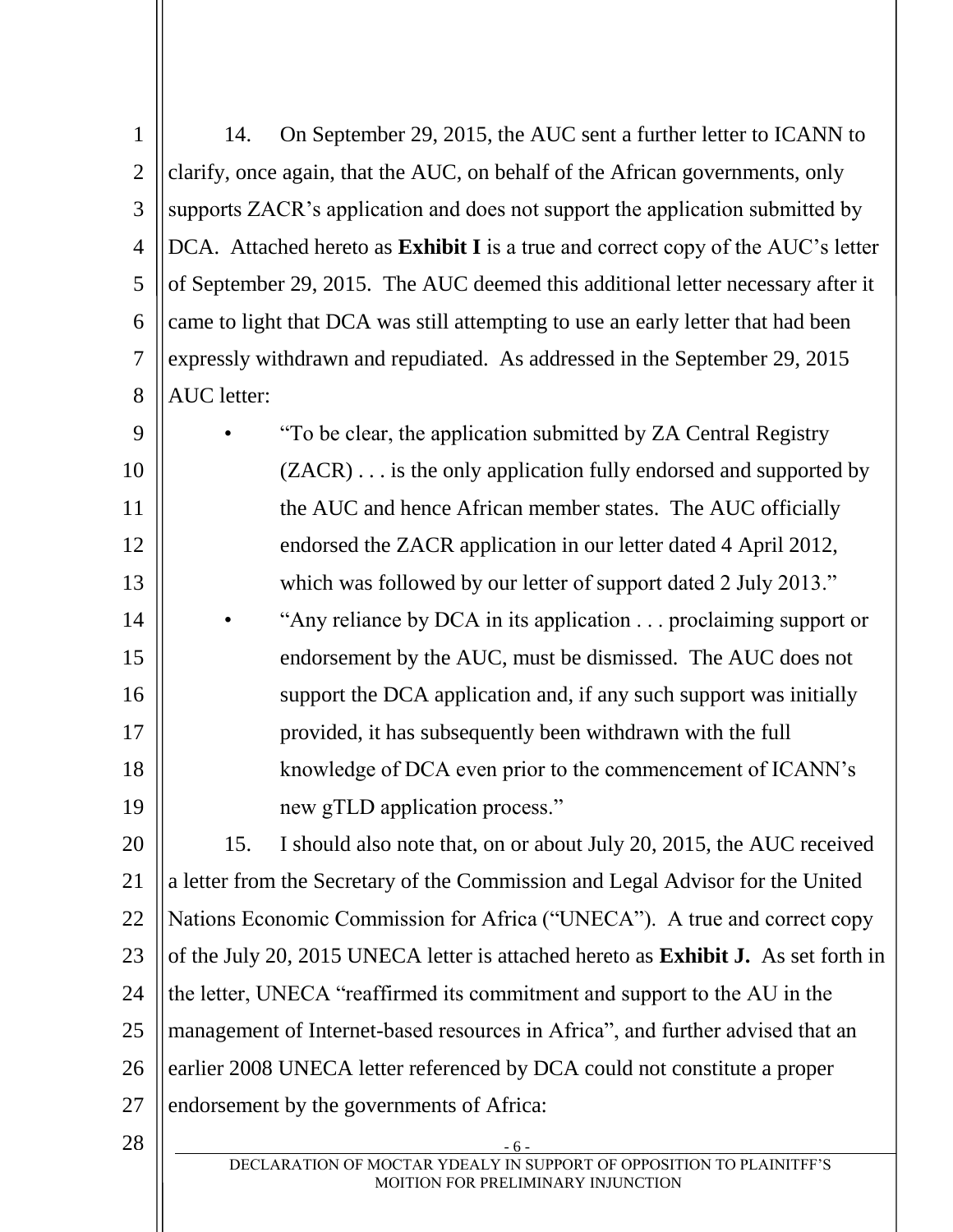14. On September 29, 2015, the AUC sent a further letter to ICANN to clarify, once again, that the AUC, on behalf of the African governments, only supports ZACR's application and does not support the application submitted by DCA. Attached hereto as **Exhibit I** is a true and correct copy of the AUC's letter of September 29, 2015. The AUC deemed this additional letter necessary after it came to light that DCA was still attempting to use an early letter that had been expressly withdrawn and repudiated. As addressed in the September 29, 2015 AUC letter:

- "To be clear, the application submitted by ZA Central Registry (ZACR) . . . is the only application fully endorsed and supported by the AUC and hence African member states. The AUC officially endorsed the ZACR application in our letter dated 4 April 2012, which was followed by our letter of support dated 2 July 2013."
- "Any reliance by DCA in its application . . . proclaiming support or endorsement by the AUC, must be dismissed. The AUC does not support the DCA application and, if any such support was initially provided, it has subsequently been withdrawn with the full knowledge of DCA even prior to the commencement of ICANN's new gTLD application process."

15. I should also note that, on or about July 20, 2015, the AUC received a letter from the Secretary of the Commission and Legal Advisor for the United Nations Economic Commission for Africa ("UNECA"). A true and correct copy of the July 20, 2015 UNECA letter is attached hereto as **Exhibit J.** As set forth in the letter, UNECA "reaffirmed its commitment and support to the AU in the management of Internet-based resources in Africa", and further advised that an earlier 2008 UNECA letter referenced by DCA could not constitute a proper endorsement by the governments of Africa:

DECLARATION OF MOCTAR YDEALY IN SUPPORT OF OPPOSITION TO PLAINITFF'S MOITION FOR PRELIMINARY INJUNCTION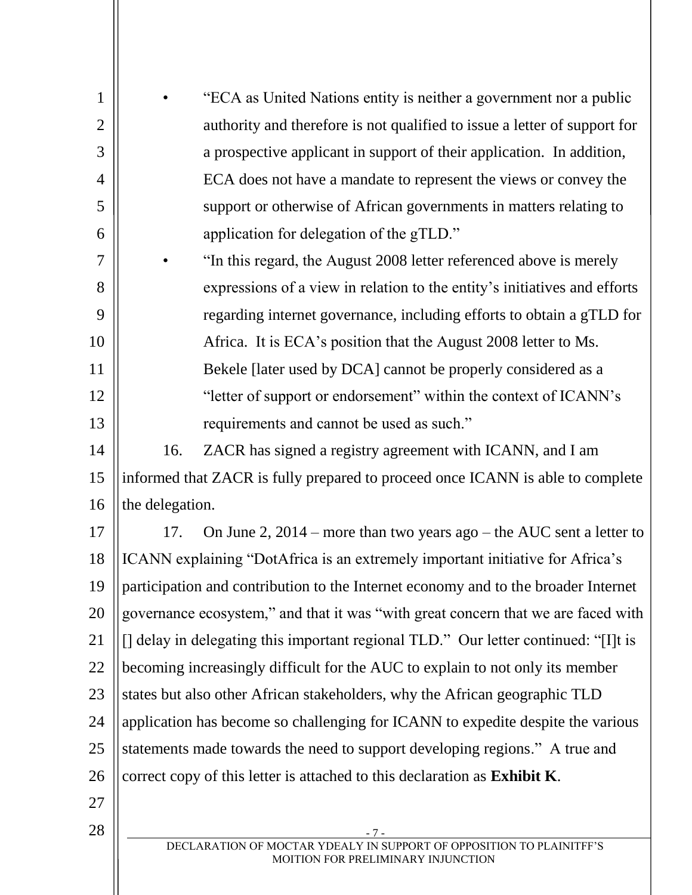- "ECA as United Nations entity is neither a government nor a public authority and therefore is not qualified to issue a letter of support for a prospective applicant in support of their application. In addition, ECA does not have a mandate to represent the views or convey the support or otherwise of African governments in matters relating to application for delegation of the gTLD."
- "In this regard, the August 2008 letter referenced above is merely expressions of a view in relation to the entity's initiatives and efforts regarding internet governance, including efforts to obtain a gTLD for Africa. It is ECA's position that the August 2008 letter to Ms. Bekele [later used by DCA] cannot be properly considered as a "letter of support or endorsement" within the context of ICANN's requirements and cannot be used as such."

16. ZACR has signed a registry agreement with ICANN, and I am informed that ZACR is fully prepared to proceed once ICANN is able to complete the delegation.

17. On June 2, 2014 – more than two years ago – the AUC sent a letter to ICANN explaining "DotAfrica is an extremely important initiative for Africa's participation and contribution to the Internet economy and to the broader Internet governance ecosystem," and that it was "with great concern that we are faced with [] delay in delegating this important regional TLD." Our letter continued: "[I]t is becoming increasingly difficult for the AUC to explain to not only its member states but also other African stakeholders, why the African geographic TLD application has become so challenging for ICANN to expedite despite the various statements made towards the need to support developing regions." A true and correct copy of this letter is attached to this declaration as **Exhibit K**.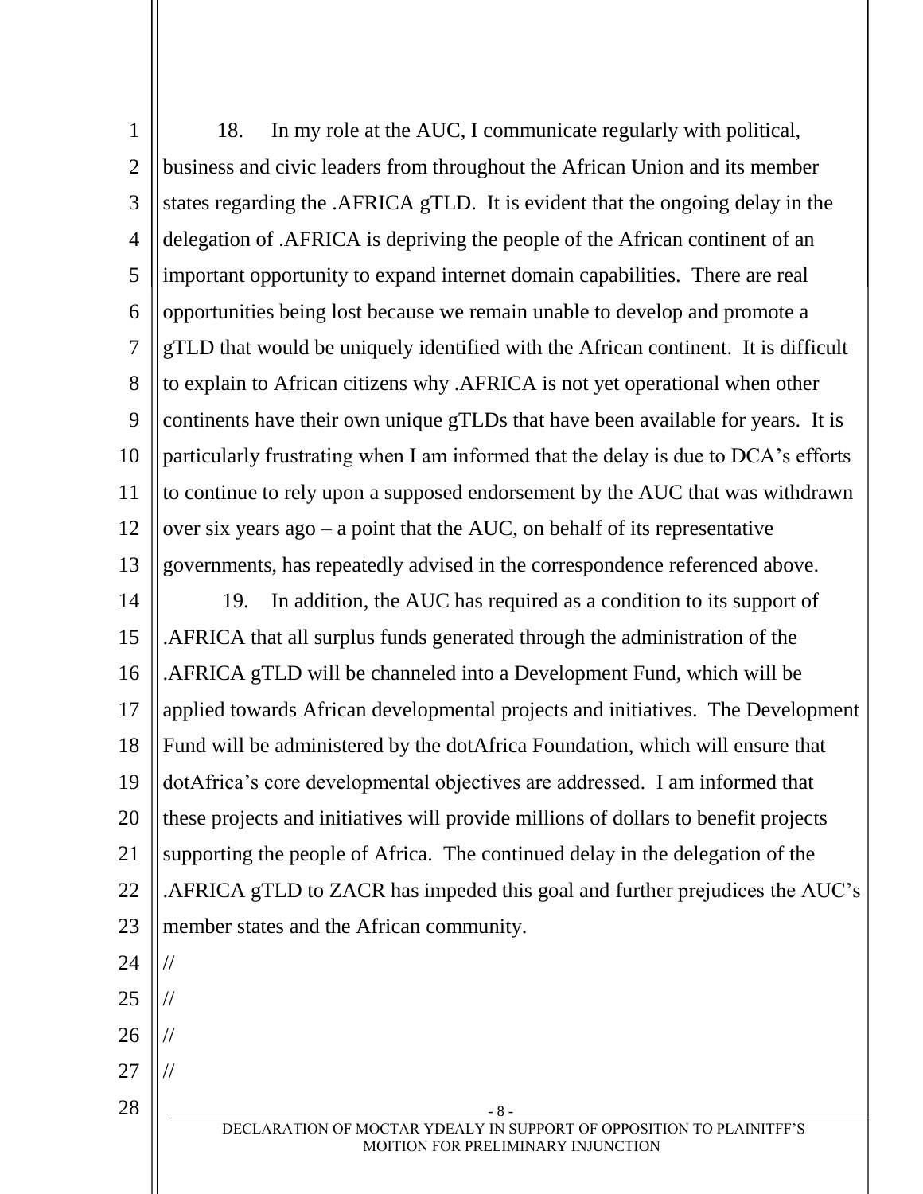18. In my role at the AUC, I communicate regularly with political, business and civic leaders from throughout the African Union and its member states regarding the .AFRICA gTLD. It is evident that the ongoing delay in the delegation of .AFRICA is depriving the people of the African continent of an important opportunity to expand internet domain capabilities. There are real opportunities being lost because we remain unable to develop and promote a gTLD that would be uniquely identified with the African continent. It is difficult to explain to African citizens why .AFRICA is not yet operational when other continents have their own unique gTLDs that have been available for years. It is particularly frustrating when I am informed that the delay is due to DCA's efforts to continue to rely upon a supposed endorsement by the AUC that was withdrawn over six years ago – a point that the AUC, on behalf of its representative governments, has repeatedly advised in the correspondence referenced above.

19. In addition, the AUC has required as a condition to its support of .AFRICA that all surplus funds generated through the administration of the .AFRICA gTLD will be channeled into a Development Fund, which will be applied towards African developmental projects and initiatives. The Development Fund will be administered by the dotAfrica Foundation, which will ensure that dotAfrica's core developmental objectives are addressed. I am informed that these projects and initiatives will provide millions of dollars to benefit projects supporting the people of Africa. The continued delay in the delegation of the .AFRICA gTLD to ZACR has impeded this goal and further prejudices the AUC's member states and the African community.

//

//

//

//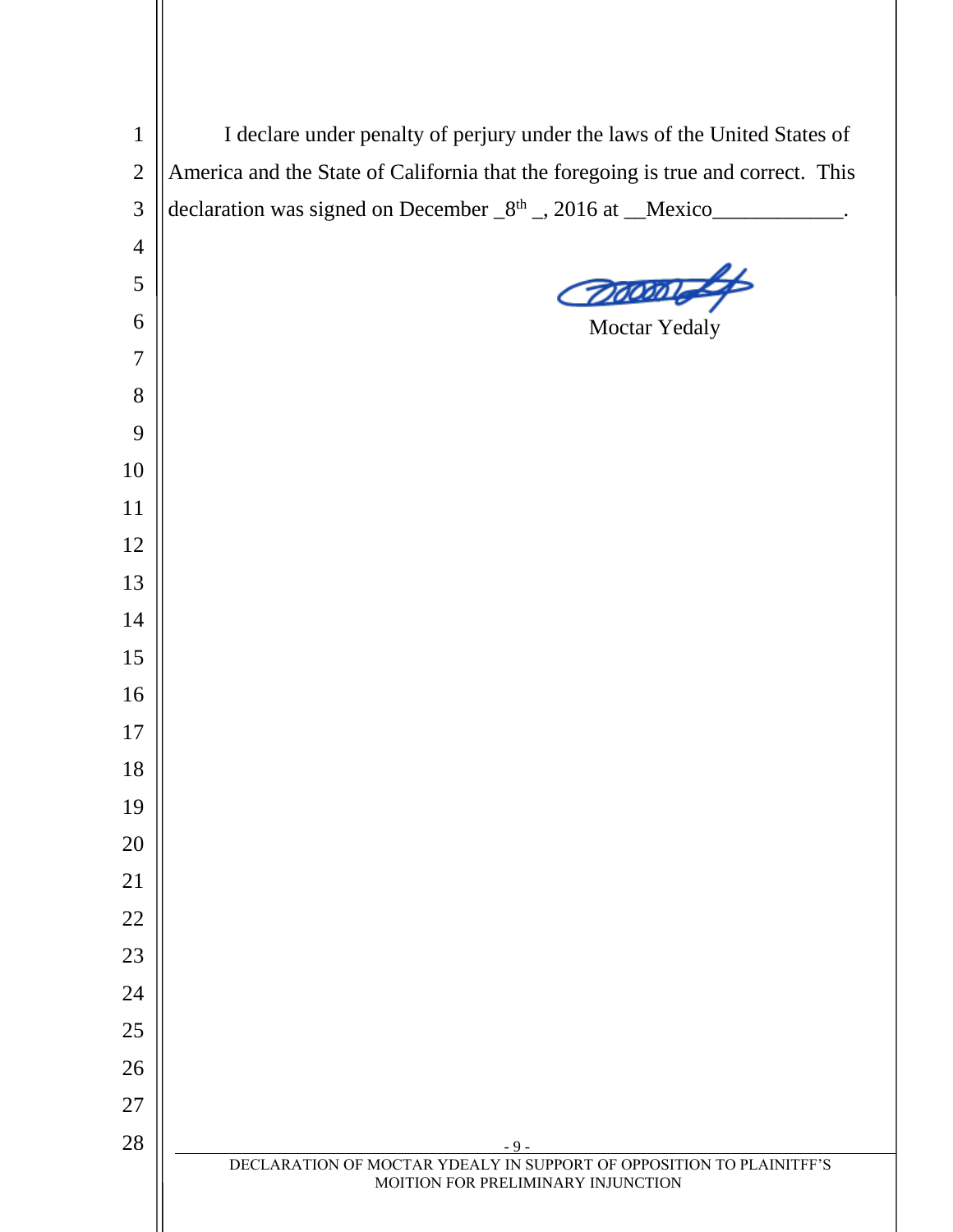I declare under penalty of perjury under the laws of the United States of America and the State of California that the foregoing is true and correct. This declaration was signed on December _8th _, 2016 at __Mexico____________.

Moctar Yedaly

DECLARATION OF MOCTAR YDEALY IN SUPPORT OF OPPOSITION TO PLAINITFF'S MOITION FOR PRELIMINARY INJUNCTION